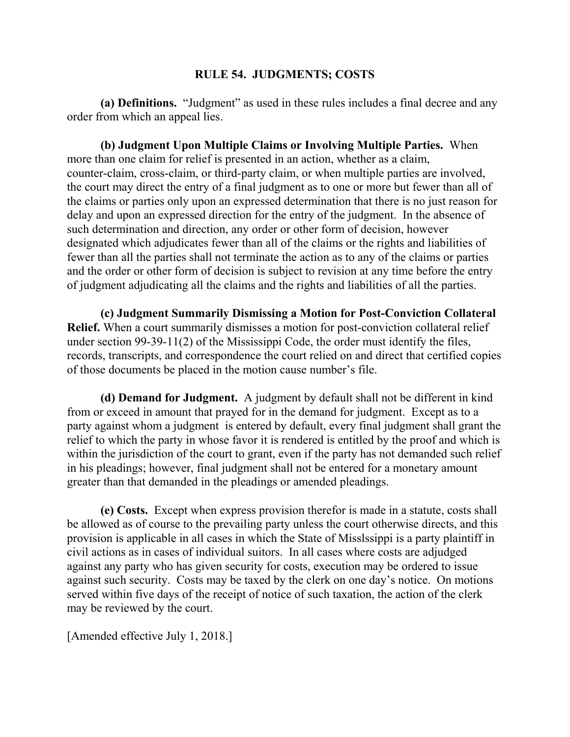## RULE 54. JUDGMENTS; COSTS

**(a) Definitions.** "Judgment" as used in these rules includes a final decree and any order from which an appeal lies.

**(b) Judgment Upon Multiple Claims or Involving Multiple Parties.** When more than one claim for relief is presented in an action, whether as a claim, counter-claim, cross-claim, or third-party claim, or when multiple parties are involved, the court may direct the entry of a final judgment as to one or more but fewer than all of the claims or parties only upon an expressed determination that there is no just reason for delay and upon an expressed direction for the entry of the judgment. In the absence of such determination and direction, any order or other form of decision, however designated which adjudicates fewer than all of the claims or the rights and liabilities of fewer than all the parties shall not terminate the action as to any of the claims or parties and the order or other form of decision is subject to revision at any time before the entry of judgment adjudicating all the claims and the rights and liabilities of all the parties.

**(c) Judgment Summarily Dismissing a Motion for Post-Conviction Collateral Relief.** When a court summarily dismisses a motion for post-conviction collateral relief under section 99-39-11(2) of the Mississippi Code, the order must identify the files, records, transcripts, and correspondence the court relied on and direct that certified copies of those documents be placed in the motion cause number's file.

**(d) Demand for Judgment.** A judgment by default shall not be different in kind from or exceed in amount that prayed for in the demand for judgment. Except as to a party against whom a judgment is entered by default, every final judgment shall grant the relief to which the party in whose favor it is rendered is entitled by the proof and which is within the jurisdiction of the court to grant, even if the party has not demanded such relief in his pleadings; however, final judgment shall not be entered for a monetary amount greater than that demanded in the pleadings or amended pleadings.

**(e) Costs.** Except when express provision therefor is made in a statute, costs shall be allowed as of course to the prevailing party unless the court otherwise directs, and this provision is applicable in all cases in which the State of Misslssippi is a party plaintiff in civil actions as in cases of individual suitors. In all cases where costs are adjudged against any party who has given security for costs, execution may be ordered to issue against such security. Costs may be taxed by the clerk on one day's notice. On motions served within five days of the receipt of notice of such taxation, the action of the clerk may be reviewed by the court.

[Amended effective July 1, 2018.]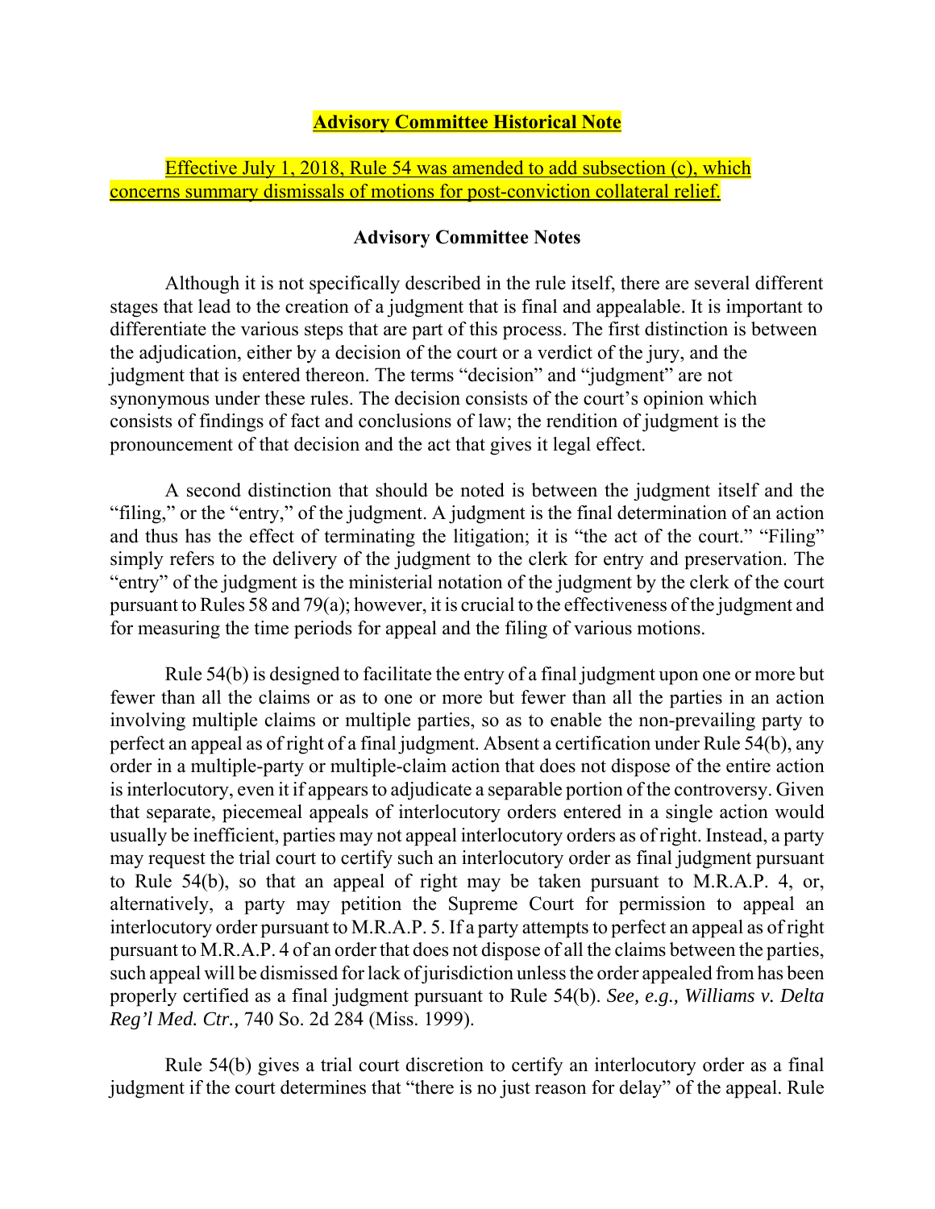## Advisory Committee Historical Note

Effective July 1, 2018, Rule 54 was amended to add subsection (c), which concerns summary dismissals of motions for post-conviction collateral relief.

### Advisory Committee Notes

Although it is not specifically described in the rule itself, there are several different stages that lead to the creation of a judgment that is final and appealable. It is important to differentiate the various steps that are part of this process. The first distinction is between the adjudication, either by a decision of the court or a verdict of the jury, and the judgment that is entered thereon. The terms "decision" and "judgment" are not synonymous under these rules. The decision consists of the court's opinion which consists of findings of fact and conclusions of law; the rendition of judgment is the pronouncement of that decision and the act that gives it legal effect.

A second distinction that should be noted is between the judgment itself and the "filing," or the "entry," of the judgment. A judgment is the final determination of an action and thus has the effect of terminating the litigation; it is "the act of the court." "Filing" simply refers to the delivery of the judgment to the clerk for entry and preservation. The "entry" of the judgment is the ministerial notation of the judgment by the clerk of the court pursuant to Rules 58 and 79(a); however, it is crucial to the effectiveness of the judgment and for measuring the time periods for appeal and the filing of various motions.

Rule 54(b) is designed to facilitate the entry of a final judgment upon one or more but fewer than all the claims or as to one or more but fewer than all the parties in an action involving multiple claims or multiple parties, so as to enable the non-prevailing party to perfect an appeal as of right of a final judgment. Absent a certification under Rule 54(b), any order in a multiple-party or multiple-claim action that does not dispose of the entire action is interlocutory, even it if appears to adjudicate a separable portion of the controversy. Given that separate, piecemeal appeals of interlocutory orders entered in a single action would usually be inefficient, parties may not appeal interlocutory orders as of right. Instead, a party may request the trial court to certify such an interlocutory order as final judgment pursuant to Rule 54(b), so that an appeal of right may be taken pursuant to M.R.A.P. 4, or, alternatively, a party may petition the Supreme Court for permission to appeal an interlocutory order pursuant to M.R.A.P. 5. If a party attempts to perfect an appeal as of right pursuant to M.R.A.P. 4 of an order that does not dispose of all the claims between the parties, such appeal will be dismissed for lack of jurisdiction unless the order appealed from has been properly certified as a final judgment pursuant to Rule 54(b). *See, e.g., Williams v. Delta Reg'l Med. Ctr.,* 740 So. 2d 284 (Miss. 1999).

Rule 54(b) gives a trial court discretion to certify an interlocutory order as a final judgment if the court determines that "there is no just reason for delay" of the appeal. Rule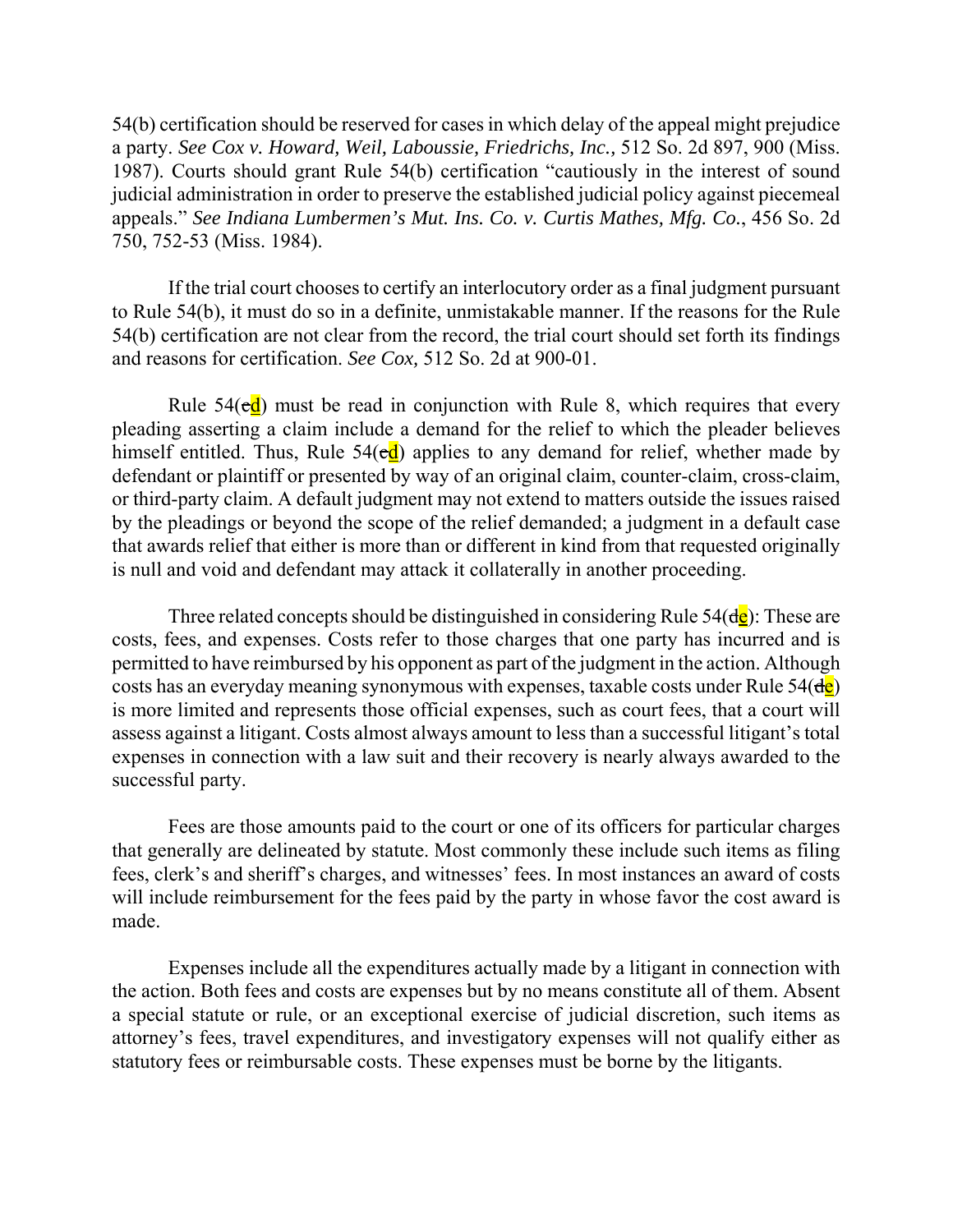54(b) certification should be reserved for cases in which delay of the appeal might prejudice a party. *See Cox v. Howard, Weil, Laboussie, Friedrichs, Inc.*, 512 So. 2d 897, 900 (Miss. 1987). Courts should grant Rule 54(b) certification "cautiously in the interest of sound judicial administration in order to preserve the established judicial policy against piecemeal appeals." *See Indiana Lumbermen's Mut. Ins. Co. v. Curtis Mathes, Mfg. Co.*, 456 So. 2d 750, 752-53 (Miss. 1984).

If the trial court chooses to certify an interlocutory order as a final judgment pursuant to Rule 54(b), it must do so in a definite, unmistakable manner. If the reasons for the Rule 54(b) certification are not clear from the record, the trial court should set forth its findings and reasons for certification. *See Cox,* 512 So. 2d at 900-01.

Rule 54(~~c~~d) must be read in conjunction with Rule 8, which requires that every pleading asserting a claim include a demand for the relief to which the pleader believes himself entitled. Thus, Rule 54(~~c~~d) applies to any demand for relief, whether made by defendant or plaintiff or presented by way of an original claim, counter-claim, cross-claim, or third-party claim. A default judgment may not extend to matters outside the issues raised by the pleadings or beyond the scope of the relief demanded; a judgment in a default case that awards relief that either is more than or different in kind from that requested originally is null and void and defendant may attack it collaterally in another proceeding.

Three related concepts should be distinguished in considering Rule 54(~~d~~e): These are costs, fees, and expenses. Costs refer to those charges that one party has incurred and is permitted to have reimbursed by his opponent as part of the judgment in the action. Although costs has an everyday meaning synonymous with expenses, taxable costs under Rule 54(~~d~~e) is more limited and represents those official expenses, such as court fees, that a court will assess against a litigant. Costs almost always amount to less than a successful litigant's total expenses in connection with a law suit and their recovery is nearly always awarded to the successful party.

Fees are those amounts paid to the court or one of its officers for particular charges that generally are delineated by statute. Most commonly these include such items as filing fees, clerk's and sheriff's charges, and witnesses' fees. In most instances an award of costs will include reimbursement for the fees paid by the party in whose favor the cost award is made.

Expenses include all the expenditures actually made by a litigant in connection with the action. Both fees and costs are expenses but by no means constitute all of them. Absent a special statute or rule, or an exceptional exercise of judicial discretion, such items as attorney's fees, travel expenditures, and investigatory expenses will not qualify either as statutory fees or reimbursable costs. These expenses must be borne by the litigants.